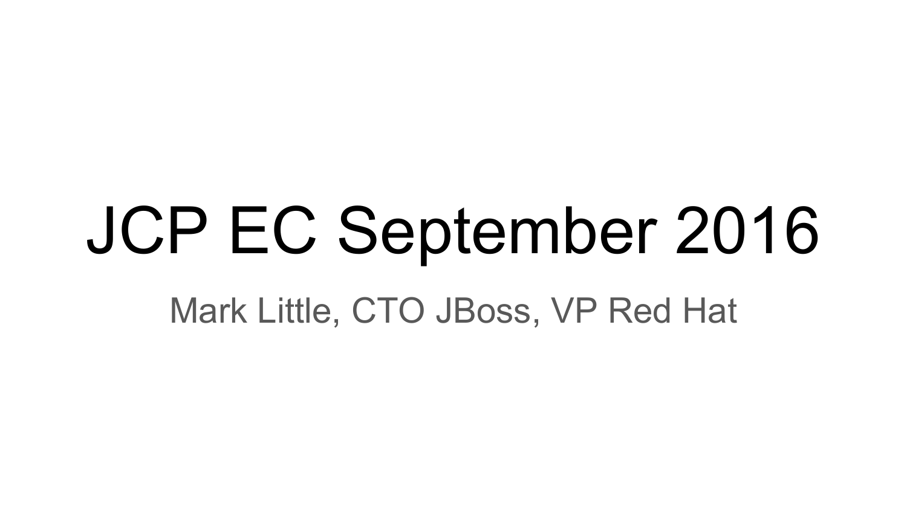# JCP EC September 2016

Mark Little, CTO JBoss, VP Red Hat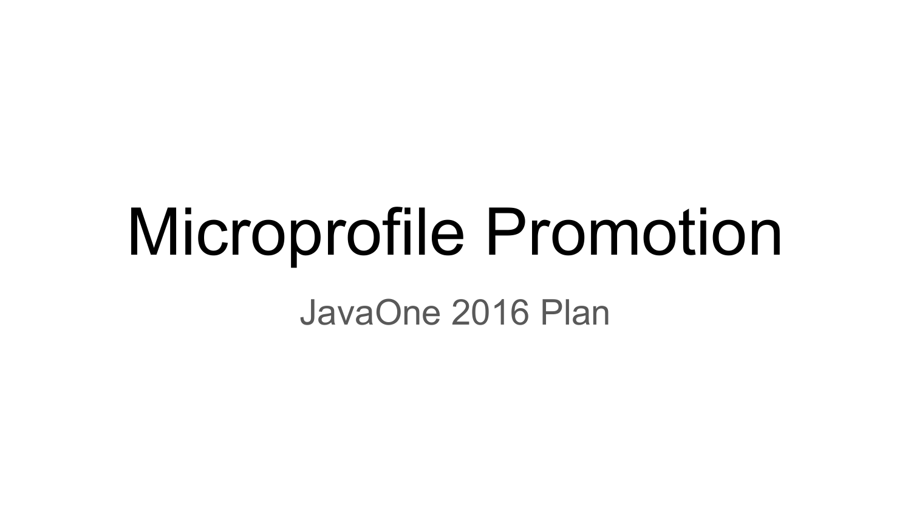# Microprofile Promotion

JavaOne 2016 Plan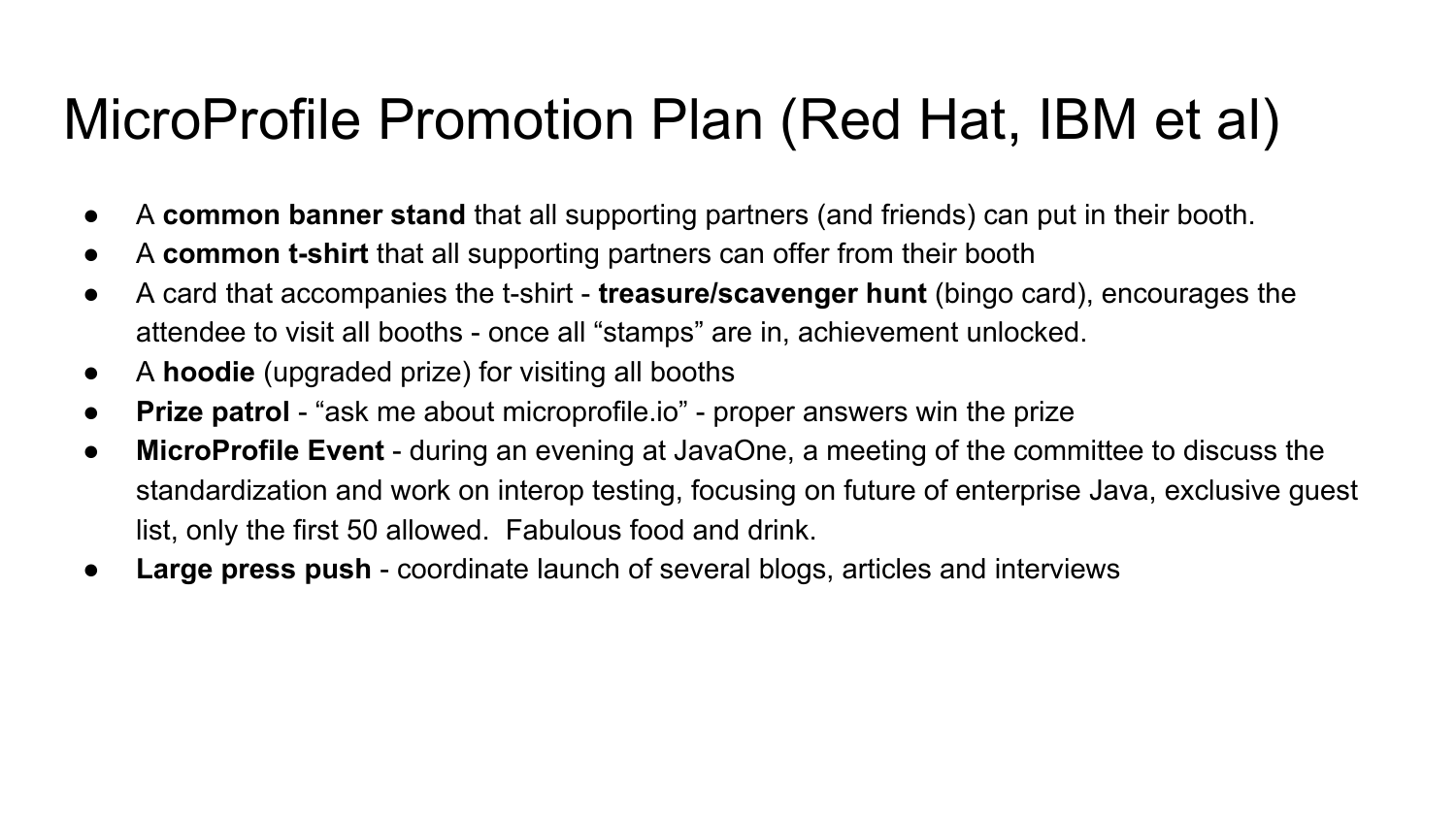# MicroProfile Promotion Plan (Red Hat, IBM et al)

- A **common banner stand** that all supporting partners (and friends) can put in their booth.
- A **common t-shirt** that all supporting partners can offer from their booth
- A card that accompanies the t-shirt - **treasure/scavenger hunt** (bingo card), encourages the attendee to visit all booths - once all “stamps” are in, achievement unlocked.
- A **hoodie** (upgraded prize) for visiting all booths
- **Prize patrol** - “ask me about microprofile.io” - proper answers win the prize
- **MicroProfile Event** - during an evening at JavaOne, a meeting of the committee to discuss the standardization and work on interop testing, focusing on future of enterprise Java, exclusive guest list, only the first 50 allowed. Fabulous food and drink.
- **Large press push** - coordinate launch of several blogs, articles and interviews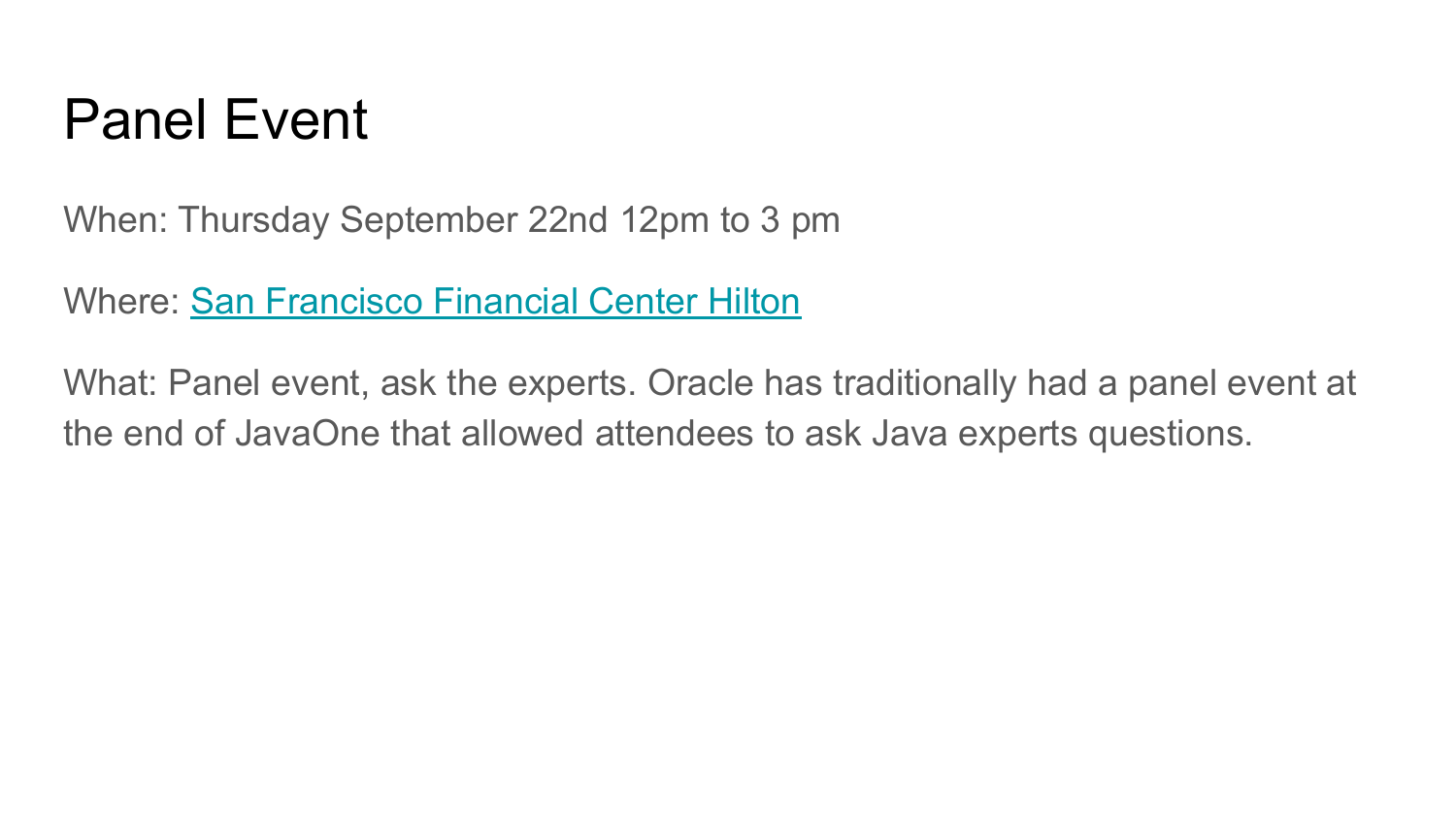# Panel Event

When: Thursday September 22nd 12pm to 3 pm

Where: San Francisco Financial Center Hilton

What: Panel event, ask the experts. Oracle has traditionally had a panel event at the end of JavaOne that allowed attendees to ask Java experts questions.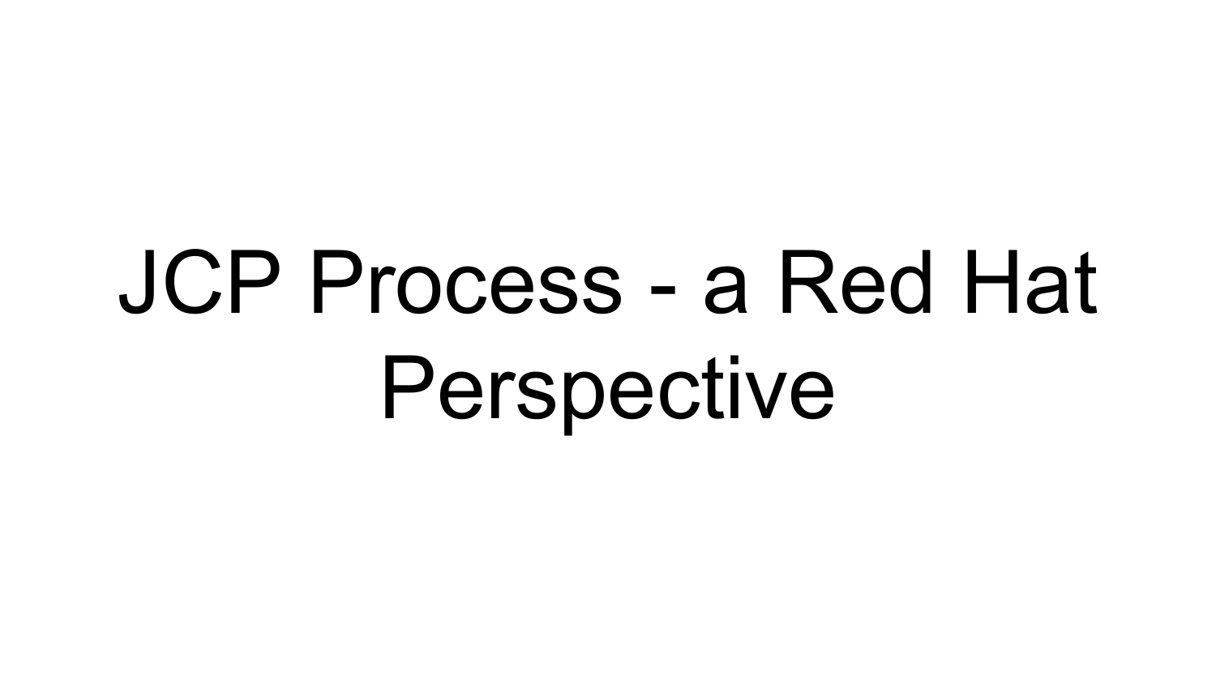# JCP Process - a Red Hat Perspective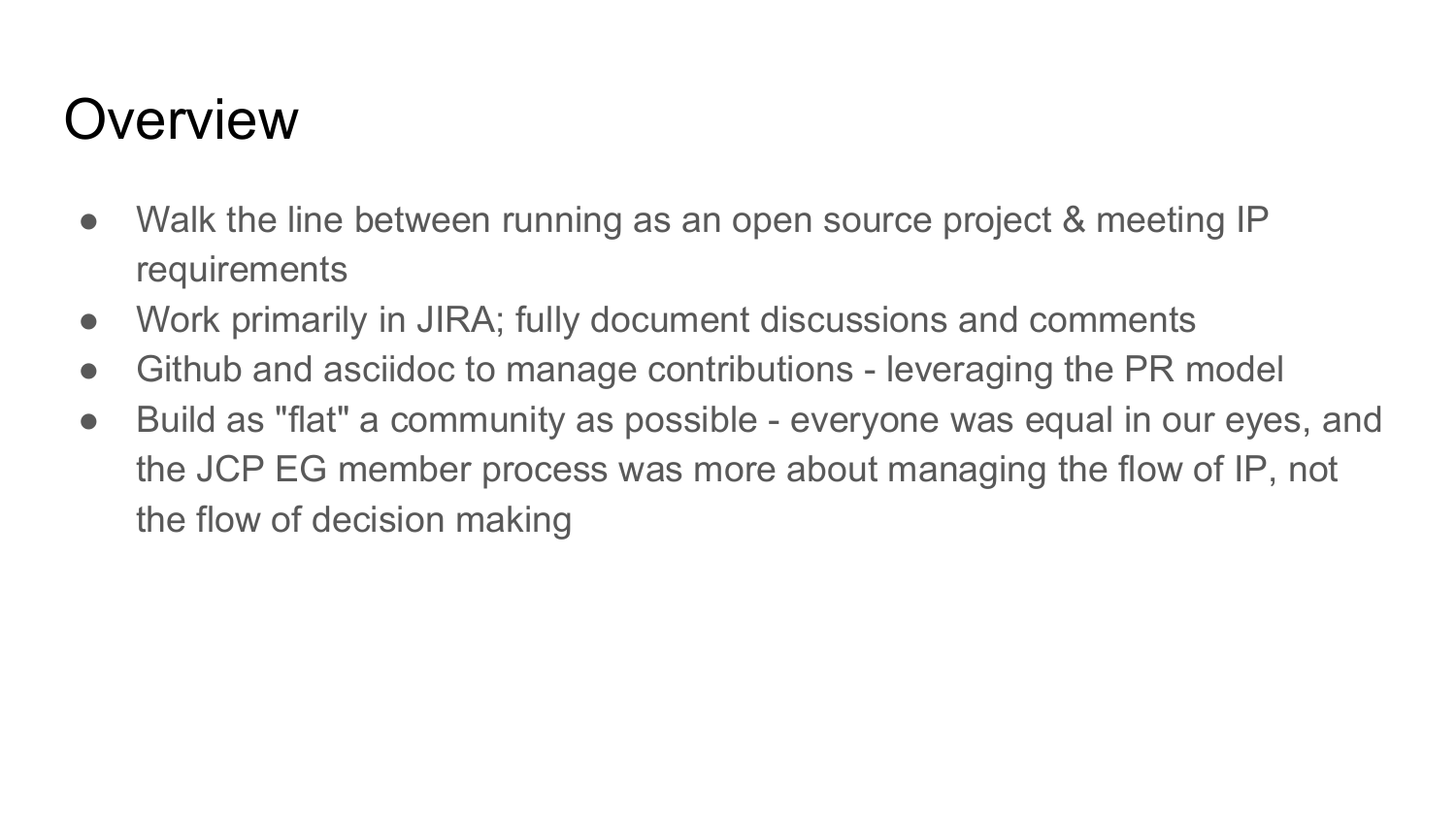# Overview

- Walk the line between running as an open source project & meeting IP requirements
- Work primarily in JIRA; fully document discussions and comments
- Github and asciidoc to manage contributions - leveraging the PR model
- Build as "flat" a community as possible - everyone was equal in our eyes, and the JCP EG member process was more about managing the flow of IP, not the flow of decision making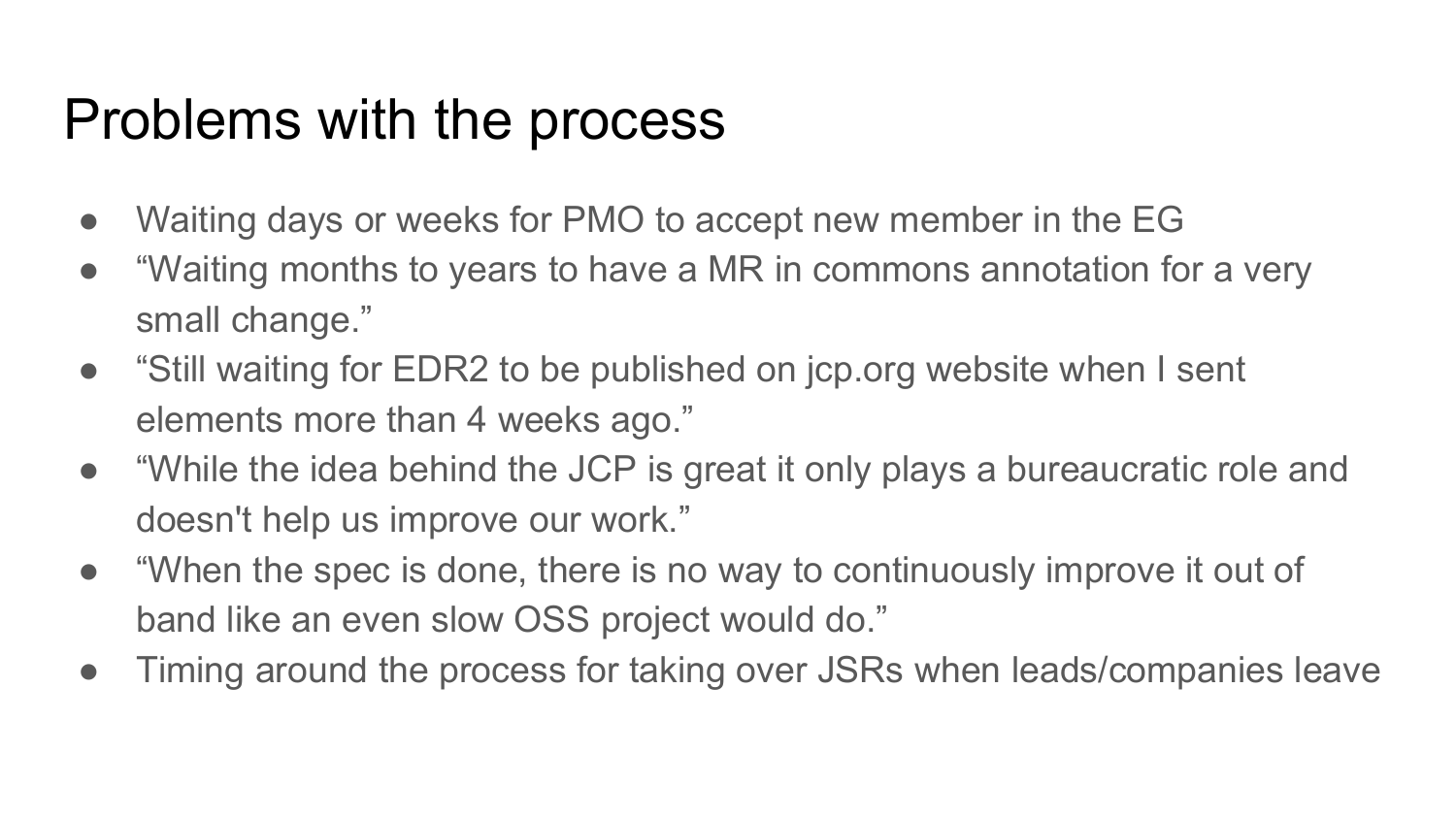# Problems with the process

- Waiting days or weeks for PMO to accept new member in the EG
- “Waiting months to years to have a MR in commons annotation for a very small change.”
- “Still waiting for EDR2 to be published on jcp.org website when I sent elements more than 4 weeks ago.”
- “While the idea behind the JCP is great it only plays a bureaucratic role and doesn't help us improve our work.”
- “When the spec is done, there is no way to continuously improve it out of band like an even slow OSS project would do.”
- Timing around the process for taking over JSRs when leads/companies leave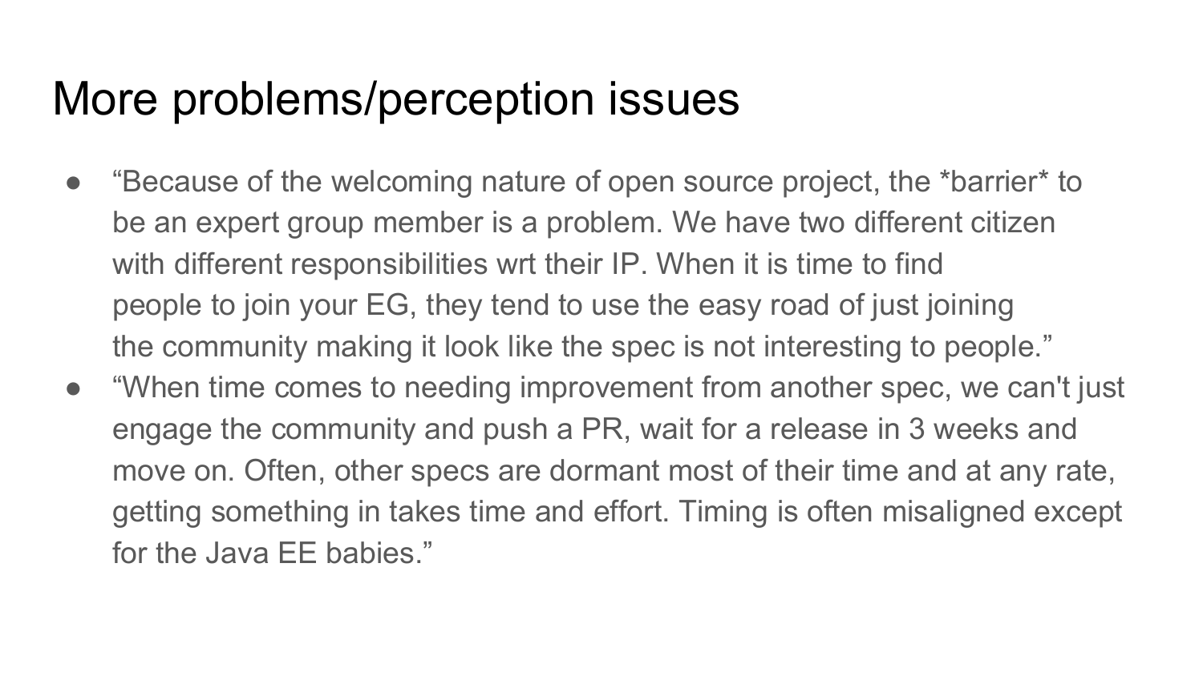# More problems/perception issues

- “Because of the welcoming nature of open source project, the *barrier* to be an expert group member is a problem. We have two different citizen with different responsibilities wrt their IP. When it is time to find people to join your EG, they tend to use the easy road of just joining the community making it look like the spec is not interesting to people.”
- “When time comes to needing improvement from another spec, we can't just engage the community and push a PR, wait for a release in 3 weeks and move on. Often, other specs are dormant most of their time and at any rate, getting something in takes time and effort. Timing is often misaligned except for the Java EE babies.”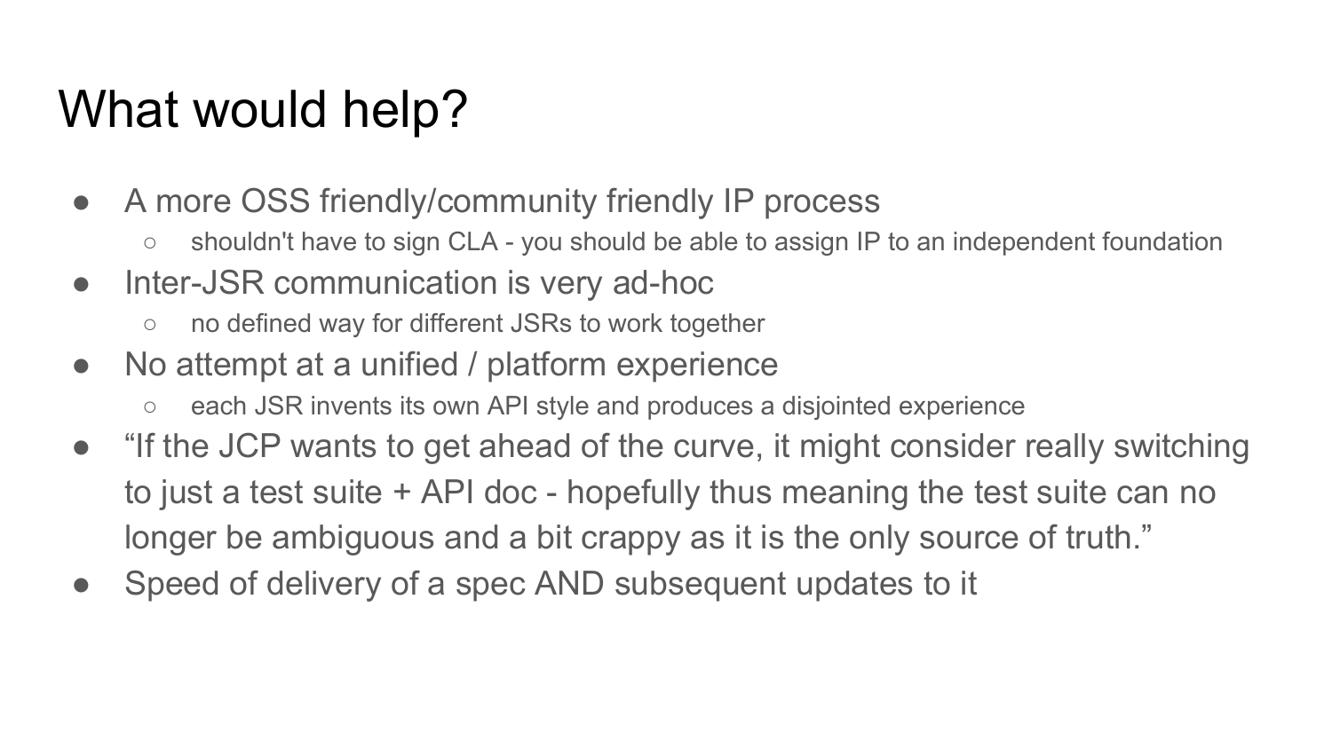# What would help?

- A more OSS friendly/community friendly IP process
  - shouldn't have to sign CLA - you should be able to assign IP to an independent foundation
- Inter-JSR communication is very ad-hoc
  - no defined way for different JSRs to work together
- No attempt at a unified / platform experience
  - each JSR invents its own API style and produces a disjointed experience
- "If the JCP wants to get ahead of the curve, it might consider really switching to just a test suite + API doc - hopefully thus meaning the test suite can no longer be ambiguous and a bit crappy as it is the only source of truth."
- Speed of delivery of a spec AND subsequent updates to it